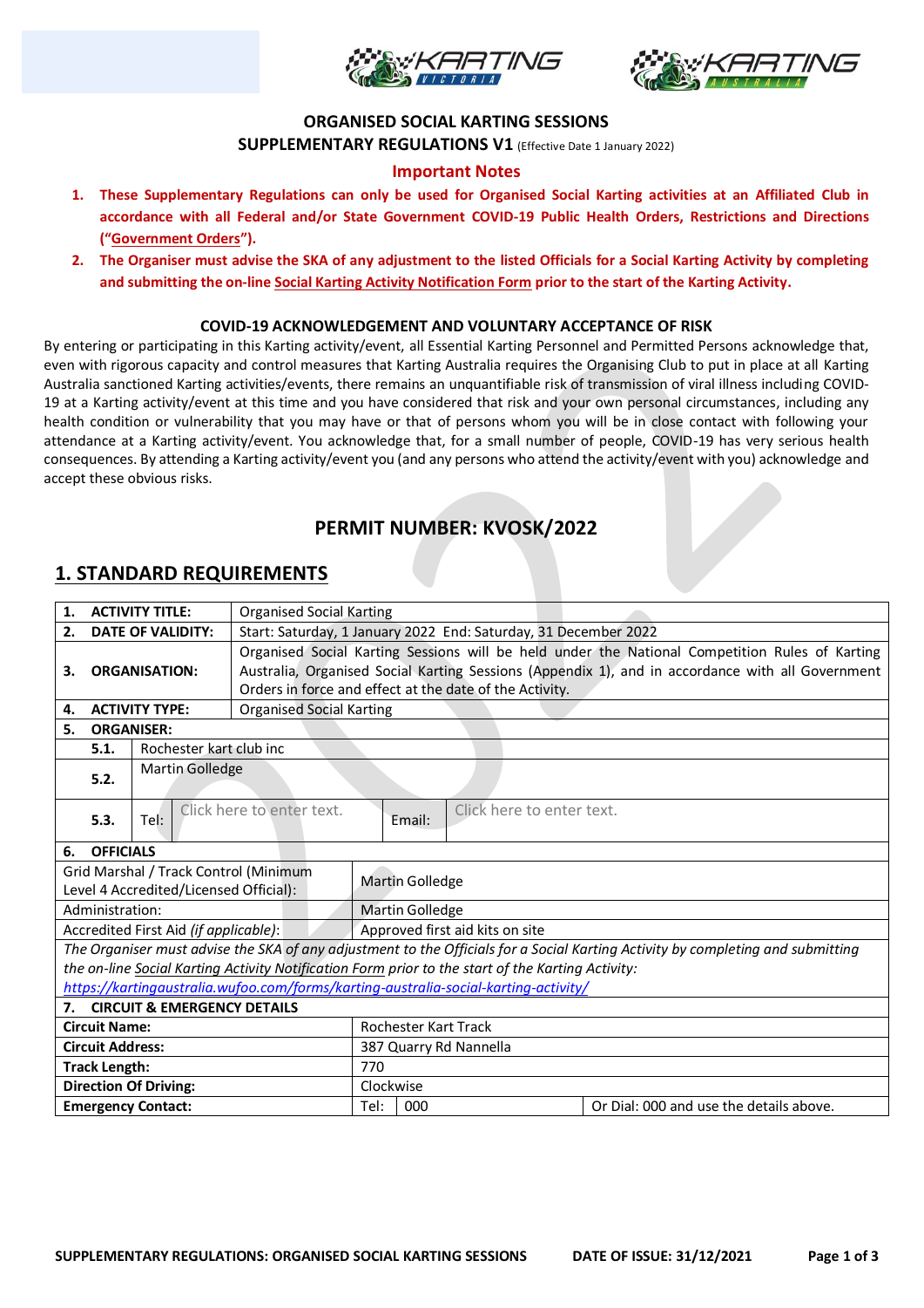**ORGANISED SOCIAL KARTING SESSIONS**

**SUPPLEMENTARY REGULATIONS V1** (Effective Date 1 January 2022)

**Important Notes**

1. **These Supplementary Regulations can only be used for Organised Social Karting activities at an Affiliated Club in accordance with all Federal and/or State Government COVID-19 Public Health Orders, Restrictions and Directions ("Government Orders").**
2. **The Organiser must advise the SKA of any adjustment to the listed Officials for a Social Karting Activity by completing and submitting the on-line Social Karting Activity Notification Form prior to the start of the Karting Activity.**

**COVID-19 ACKNOWLEDGEMENT AND VOLUNTARY ACCEPTANCE OF RISK**

By entering or participating in this Karting activity/event, all Essential Karting Personnel and Permitted Persons acknowledge that, even with rigorous capacity and control measures that Karting Australia requires the Organising Club to put in place at all Karting Australia sanctioned Karting activities/events, there remains an unquantifiable risk of transmission of viral illness including COVID-19 at a Karting activity/event at this time and you have considered that risk and your own personal circumstances, including any health condition or vulnerability that you may have or that of persons whom you will be in close contact with following your attendance at a Karting activity/event. You acknowledge that, for a small number of people, COVID-19 has very serious health consequences. By attending a Karting activity/event you (and any persons who attend the activity/event with you) acknowledge and accept these obvious risks.

## PERMIT NUMBER: KVOSK/2022

## 1. STANDARD REQUIREMENTS

| | | | | |
|---|---|---|---|---|
| **1. ACTIVITY TITLE:** | Organised Social Karting | | | |
| **2. DATE OF VALIDITY:** | Start: Saturday, 1 January 2022 End: Saturday, 31 December 2022 | | | |
| **3. ORGANISATION:** | Organised Social Karting Sessions will be held under the National Competition Rules of Karting Australia, Organised Social Karting Sessions (Appendix 1), and in accordance with all Government Orders in force and effect at the date of the Activity. | | | |
| **4. ACTIVITY TYPE:** | Organised Social Karting | | | |
| **5. ORGANISER:** | | | | |
| **5.1.** | Rochester kart club inc | | | |
| **5.2.** | Martin Golledge | | | |
| **5.3.** | Tel: | Click here to enter text. | Email: | Click here to enter text. |
| **6. OFFICIALS** | | | | |
| Grid Marshal / Track Control (Minimum Level 4 Accredited/Licensed Official): | Martin Golledge | | | |
| Administration: | Martin Golledge | | | |
| Accredited First Aid *(if applicable)*: | Approved first aid kits on site | | | |
| *The Organiser must advise the SKA of any adjustment to the Officials for a Social Karting Activity by completing and submitting the on-line Social Karting Activity Notification Form prior to the start of the Karting Activity: https://kartingaustralia.wufoo.com/forms/karting-australia-social-karting-activity/* | | | | |
| **7. CIRCUIT & EMERGENCY DETAILS** | | | | |
| **Circuit Name:** | Rochester Kart Track | | | |
| **Circuit Address:** | 387 Quarry Rd Nannella | | | |
| **Track Length:** | 770 | | | |
| **Direction Of Driving:** | Clockwise | | | |
| **Emergency Contact:** | Tel: | 000 | Or Dial: 000 and use the details above. | |

SUPPLEMENTARY REGULATIONS: ORGANISED SOCIAL KARTING SESSIONS DATE OF ISSUE: 31/12/2021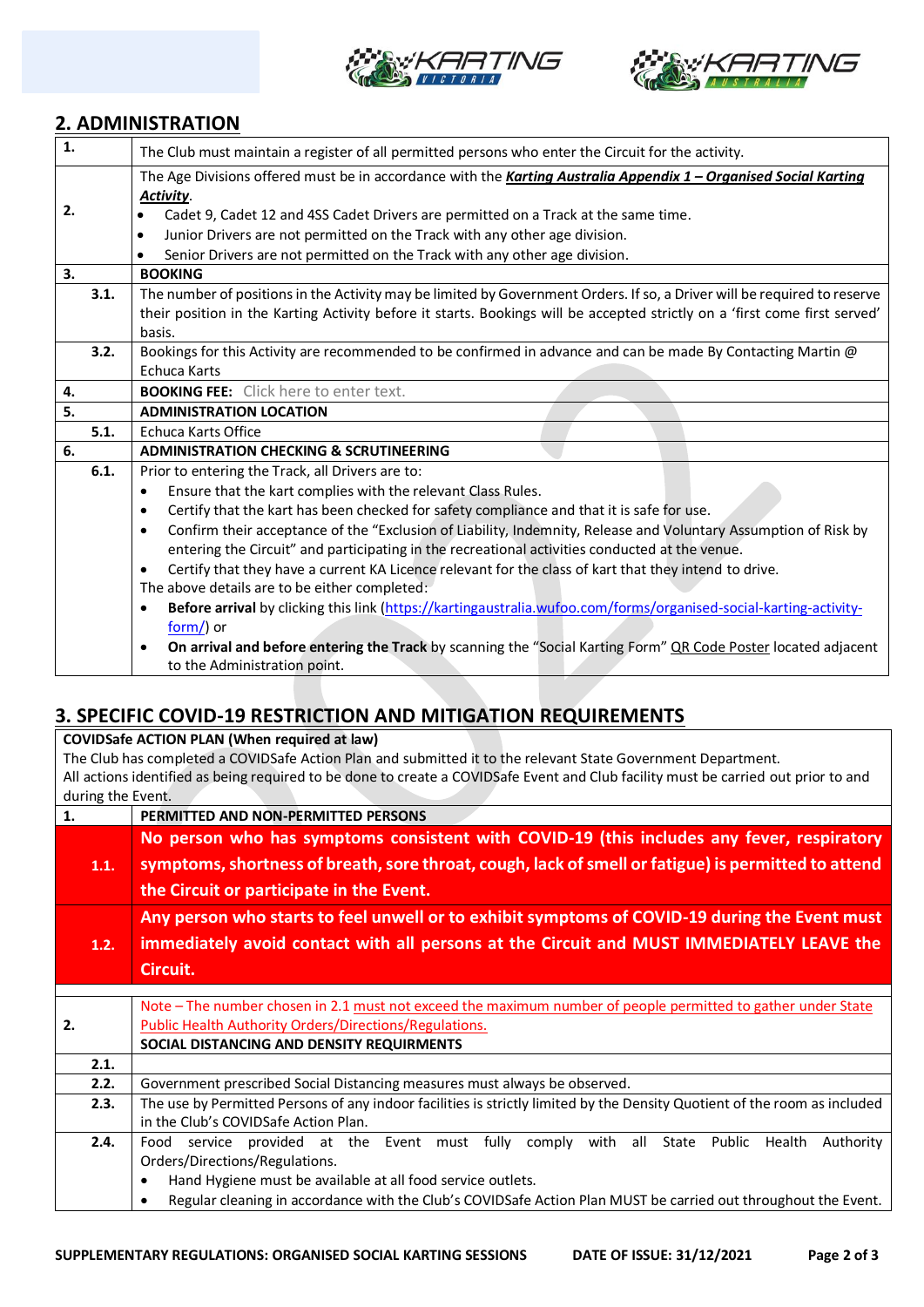## 2. ADMINISTRATION

| | |
|---|---|
| **1.** | The Club must maintain a register of all permitted persons who enter the Circuit for the activity. |
| **2.** | The Age Divisions offered must be in accordance with the ***Karting Australia Appendix 1 – Organised Social Karting Activity***. <br>• Cadet 9, Cadet 12 and 4SS Cadet Drivers are permitted on a Track at the same time. <br>• Junior Drivers are not permitted on the Track with any other age division. <br>• Senior Drivers are not permitted on the Track with any other age division. |
| **3.** | **BOOKING** |
| **3.1.** | The number of positions in the Activity may be limited by Government Orders. If so, a Driver will be required to reserve their position in the Karting Activity before it starts. Bookings will be accepted strictly on a 'first come first served' basis. |
| **3.2.** | Bookings for this Activity are recommended to be confirmed in advance and can be made By Contacting Martin @ Echuca Karts |
| **4.** | **BOOKING FEE:** Click here to enter text. |
| **5.** | **ADMINISTRATION LOCATION** |
| **5.1.** | Echuca Karts Office |
| **6.** | **ADMINISTRATION CHECKING & SCRUTINEERING** |
| **6.1.** | Prior to entering the Track, all Drivers are to: <br>• Ensure that the kart complies with the relevant Class Rules. <br>• Certify that the kart has been checked for safety compliance and that it is safe for use. <br>• Confirm their acceptance of the "Exclusion of Liability, Indemnity, Release and Voluntary Assumption of Risk by entering the Circuit" and participating in the recreational activities conducted at the venue. <br>• Certify that they have a current KA Licence relevant for the class of kart that they intend to drive. <br>The above details are to be either completed: <br>• **Before arrival** by clicking this link (https://kartingaustralia.wufoo.com/forms/organised-social-karting-activity-form/) or <br>• **On arrival and before entering the Track** by scanning the "Social Karting Form" QR Code Poster located adjacent to the Administration point. |

## 3. SPECIFIC COVID-19 RESTRICTION AND MITIGATION REQUIREMENTS

| | |
|---|---|
| **COVIDSafe ACTION PLAN (When required at law)** <br>The Club has completed a COVIDSafe Action Plan and submitted it to the relevant State Government Department. <br>All actions identified as being required to be done to create a COVIDSafe Event and Club facility must be carried out prior to and during the Event. | |
| **1.** | **PERMITTED AND NON-PERMITTED PERSONS** |
| **1.1.** | **No person who has symptoms consistent with COVID-19 (this includes any fever, respiratory symptoms, shortness of breath, sore throat, cough, lack of smell or fatigue) is permitted to attend the Circuit or participate in the Event.** |
| **1.2.** | **Any person who starts to feel unwell or to exhibit symptoms of COVID-19 during the Event must immediately avoid contact with all persons at the Circuit and MUST IMMEDIATELY LEAVE the Circuit.** |
| **2.** | Note – The number chosen in 2.1 must not exceed the maximum number of people permitted to gather under State Public Health Authority Orders/Directions/Regulations. <br>**SOCIAL DISTANCING AND DENSITY REQUIRMENTS** |
| **2.1.** | |
| **2.2.** | Government prescribed Social Distancing measures must always be observed. |
| **2.3.** | The use by Permitted Persons of any indoor facilities is strictly limited by the Density Quotient of the room as included in the Club's COVIDSafe Action Plan. |
| **2.4.** | Food service provided at the Event must fully comply with all State Public Health Authority Orders/Directions/Regulations. <br>• Hand Hygiene must be available at all food service outlets. <br>• Regular cleaning in accordance with the Club's COVIDSafe Action Plan MUST be carried out throughout the Event. |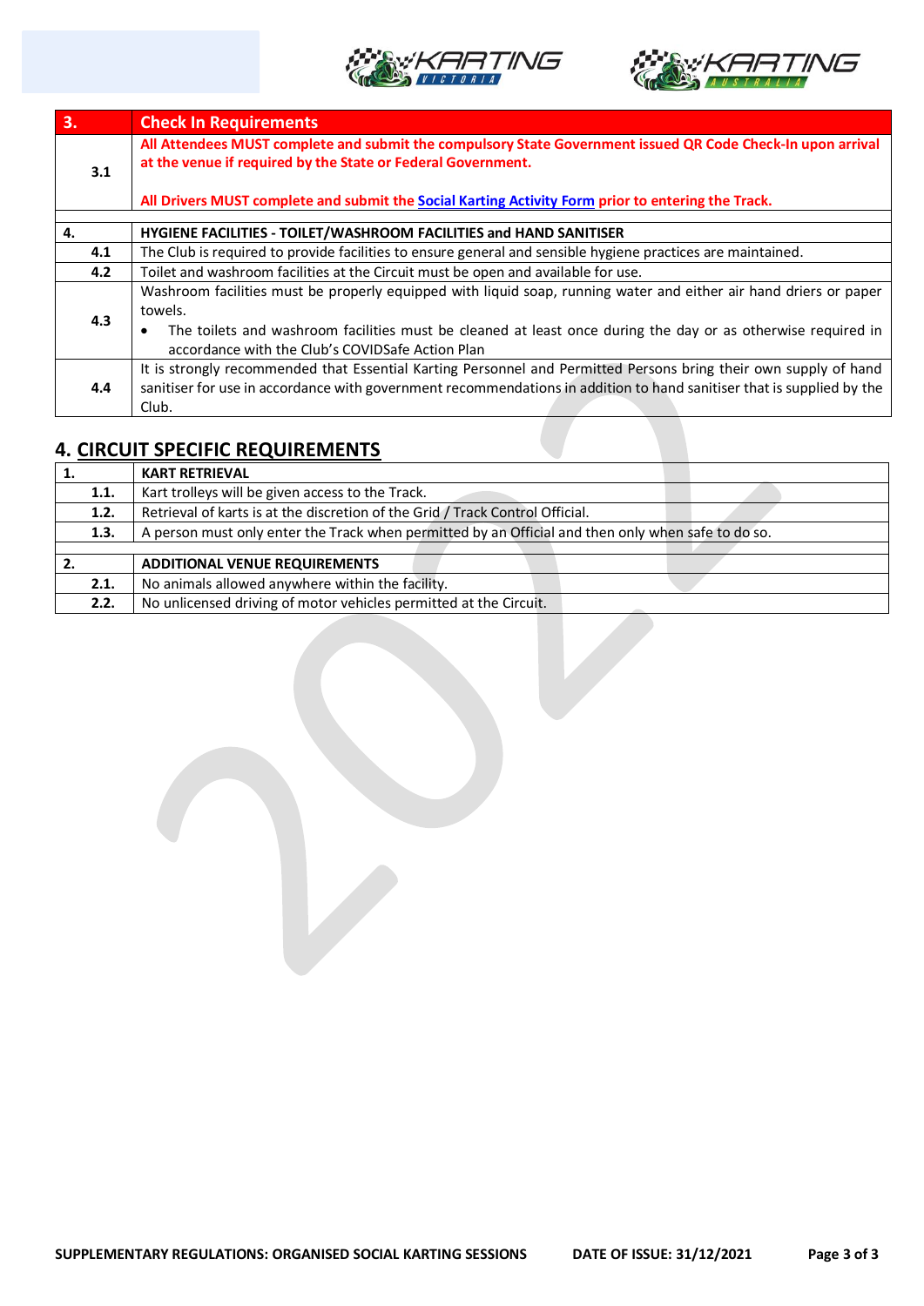| | |
|---|---|
| **3.** | **Check In Requirements** |
| **3.1** | **All Attendees MUST complete and submit the compulsory State Government issued QR Code Check-In upon arrival at the venue if required by the State or Federal Government.**<br><br>**All Drivers MUST complete and submit the Social Karting Activity Form prior to entering the Track.** |
| | |
| **4.** | **HYGIENE FACILITIES - TOILET/WASHROOM FACILITIES and HAND SANITISER** |
| **4.1** | The Club is required to provide facilities to ensure general and sensible hygiene practices are maintained. |
| **4.2** | Toilet and washroom facilities at the Circuit must be open and available for use. |
| **4.3** | Washroom facilities must be properly equipped with liquid soap, running water and either air hand driers or paper towels.<br>• The toilets and washroom facilities must be cleaned at least once during the day or as otherwise required in accordance with the Club's COVIDSafe Action Plan |
| **4.4** | It is strongly recommended that Essential Karting Personnel and Permitted Persons bring their own supply of hand sanitiser for use in accordance with government recommendations in addition to hand sanitiser that is supplied by the Club. |

## 4. CIRCUIT SPECIFIC REQUIREMENTS

| | |
|---|---|
| **1.** | **KART RETRIEVAL** |
| **1.1.** | Kart trolleys will be given access to the Track. |
| **1.2.** | Retrieval of karts is at the discretion of the Grid / Track Control Official. |
| **1.3.** | A person must only enter the Track when permitted by an Official and then only when safe to do so. |
| | |
| **2.** | **ADDITIONAL VENUE REQUIREMENTS** |
| **2.1.** | No animals allowed anywhere within the facility. |
| **2.2.** | No unlicensed driving of motor vehicles permitted at the Circuit. |